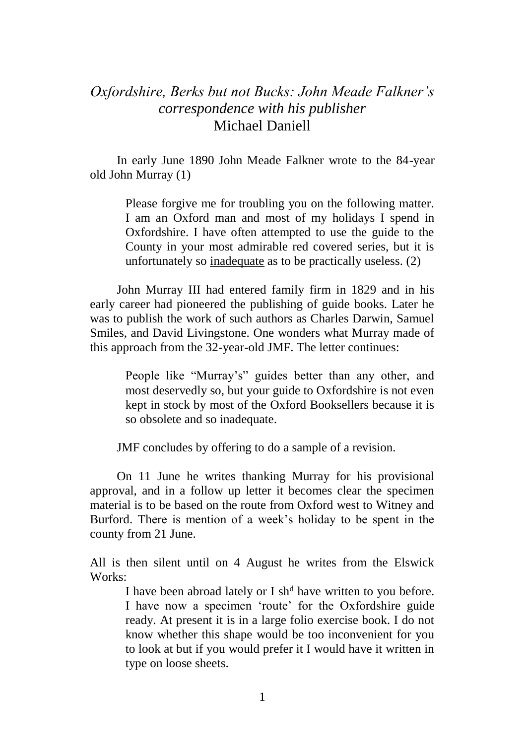# *Oxfordshire, Berks but not Bucks: John Meade Falkner's correspondence with his publisher*

Michael Daniell

In early June 1890 John Meade Falkner wrote to the 84-year old John Murray (1)

> Please forgive me for troubling you on the following matter. I am an Oxford man and most of my holidays I spend in Oxfordshire. I have often attempted to use the guide to the County in your most admirable red covered series, but it is unfortunately so <u>inadequate</u> as to be practically useless. (2)

John Murray III had entered family firm in 1829 and in his early career had pioneered the publishing of guide books. Later he was to publish the work of such authors as Charles Darwin, Samuel Smiles, and David Livingstone. One wonders what Murray made of this approach from the 32-year-old JMF. The letter continues:

> People like "Murray's" guides better than any other, and most deservedly so, but your guide to Oxfordshire is not even kept in stock by most of the Oxford Booksellers because it is so obsolete and so inadequate.

JMF concludes by offering to do a sample of a revision.

On 11 June he writes thanking Murray for his provisional approval, and in a follow up letter it becomes clear the specimen material is to be based on the route from Oxford west to Witney and Burford. There is mention of a week's holiday to be spent in the county from 21 June.

All is then silent until on 4 August he writes from the Elswick Works:

> I have been abroad lately or I sh[d] have written to you before. I have now a specimen 'route' for the Oxfordshire guide ready. At present it is in a large folio exercise book. I do not know whether this shape would be too inconvenient for you to look at but if you would prefer it I would have it written in type on loose sheets.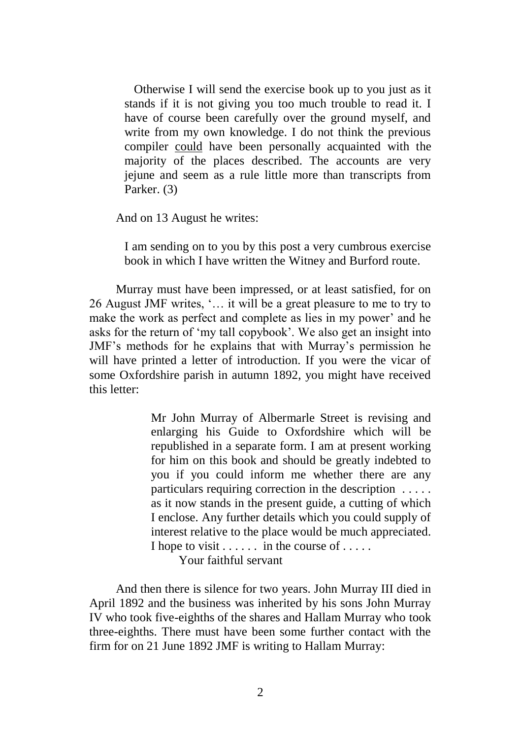Otherwise I will send the exercise book up to you just as it stands if it is not giving you too much trouble to read it. I have of course been carefully over the ground myself, and write from my own knowledge. I do not think the previous compiler could have been personally acquainted with the majority of the places described. The accounts are very jejune and seem as a rule little more than transcripts from Parker. (3)

And on 13 August he writes:

> I am sending on to you by this post a very cumbrous exercise book in which I have written the Witney and Burford route.

Murray must have been impressed, or at least satisfied, for on 26 August JMF writes, '… it will be a great pleasure to me to try to make the work as perfect and complete as lies in my power' and he asks for the return of 'my tall copybook'. We also get an insight into JMF's methods for he explains that with Murray's permission he will have printed a letter of introduction. If you were the vicar of some Oxfordshire parish in autumn 1892, you might have received this letter:

> Mr John Murray of Albermarle Street is revising and enlarging his Guide to Oxfordshire which will be republished in a separate form. I am at present working for him on this book and should be greatly indebted to you if you could inform me whether there are any particulars requiring correction in the description . . . . . as it now stands in the present guide, a cutting of which I enclose. Any further details which you could supply of interest relative to the place would be much appreciated. I hope to visit . . . . . . in the course of . . . . .
>
> Your faithful servant

And then there is silence for two years. John Murray III died in April 1892 and the business was inherited by his sons John Murray IV who took five-eighths of the shares and Hallam Murray who took three-eighths. There must have been some further contact with the firm for on 21 June 1892 JMF is writing to Hallam Murray: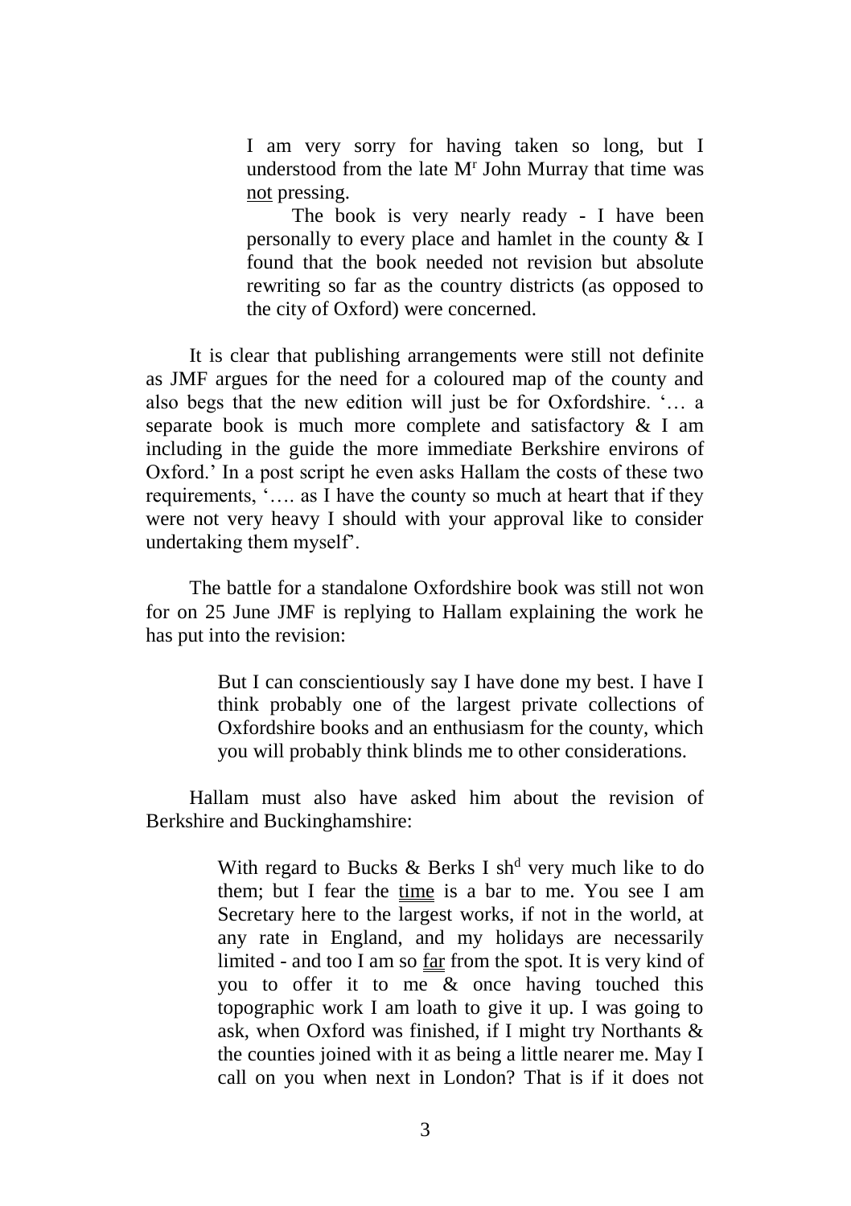> I am very sorry for having taken so long, but I understood from the late M[r] John Murray that time was <u>not</u> pressing.
>
> The book is very nearly ready - I have been personally to every place and hamlet in the county & I found that the book needed not revision but absolute rewriting so far as the country districts (as opposed to the city of Oxford) were concerned.

It is clear that publishing arrangements were still not definite as JMF argues for the need for a coloured map of the county and also begs that the new edition will just be for Oxfordshire. '… a separate book is much more complete and satisfactory & I am including in the guide the more immediate Berkshire environs of Oxford.' In a post script he even asks Hallam the costs of these two requirements, '…. as I have the county so much at heart that if they were not very heavy I should with your approval like to consider undertaking them myself'.

The battle for a standalone Oxfordshire book was still not won for on 25 June JMF is replying to Hallam explaining the work he has put into the revision:

> But I can conscientiously say I have done my best. I have I think probably one of the largest private collections of Oxfordshire books and an enthusiasm for the county, which you will probably think blinds me to other considerations.

Hallam must also have asked him about the revision of Berkshire and Buckinghamshire:

> With regard to Bucks & Berks I sh[d] very much like to do them; but I fear the <u>time</u> is a bar to me. You see I am Secretary here to the largest works, if not in the world, at any rate in England, and my holidays are necessarily limited - and too I am so <u>far</u> from the spot. It is very kind of you to offer it to me & once having touched this topographic work I am loath to give it up. I was going to ask, when Oxford was finished, if I might try Northants & the counties joined with it as being a little nearer me. May I call on you when next in London? That is if it does not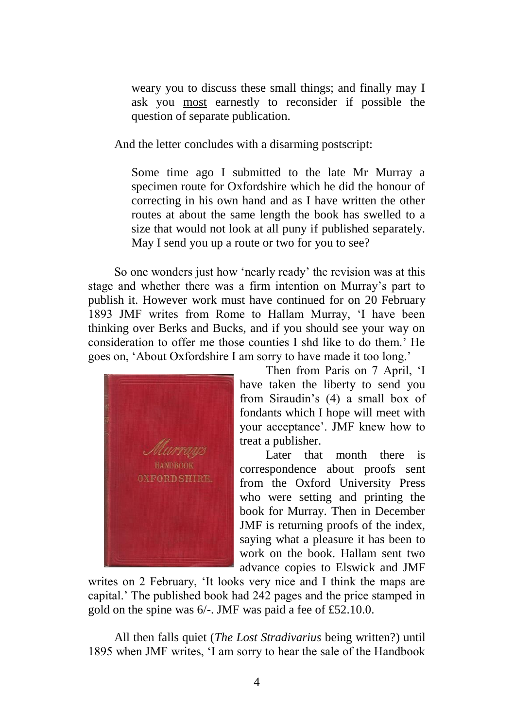> weary you to discuss these small things; and finally may I ask you most earnestly to reconsider if possible the question of separate publication.

And the letter concludes with a disarming postscript:

> Some time ago I submitted to the late Mr Murray a specimen route for Oxfordshire which he did the honour of correcting in his own hand and as I have written the other routes at about the same length the book has swelled to a size that would not look at all puny if published separately. May I send you up a route or two for you to see?

So one wonders just how 'nearly ready' the revision was at this stage and whether there was a firm intention on Murray's part to publish it. However work must have continued for on 20 February 1893 JMF writes from Rome to Hallam Murray, 'I have been thinking over Berks and Bucks, and if you should see your way on consideration to offer me those counties I shd like to do them.' He goes on, 'About Oxfordshire I am sorry to have made it too long.'

Then from Paris on 7 April, 'I have taken the liberty to send you from Siraudin's (4) a small box of fondants which I hope will meet with your acceptance'. JMF knew how to treat a publisher.

Later that month there is correspondence about proofs sent from the Oxford University Press who were setting and printing the book for Murray. Then in December JMF is returning proofs of the index, saying what a pleasure it has been to work on the book. Hallam sent two advance copies to Elswick and JMF writes on 2 February, 'It looks very nice and I think the maps are capital.' The published book had 242 pages and the price stamped in gold on the spine was 6/-. JMF was paid a fee of £52.10.0.

All then falls quiet (*The Lost Stradivarius* being written?) until 1895 when JMF writes, 'I am sorry to hear the sale of the Handbook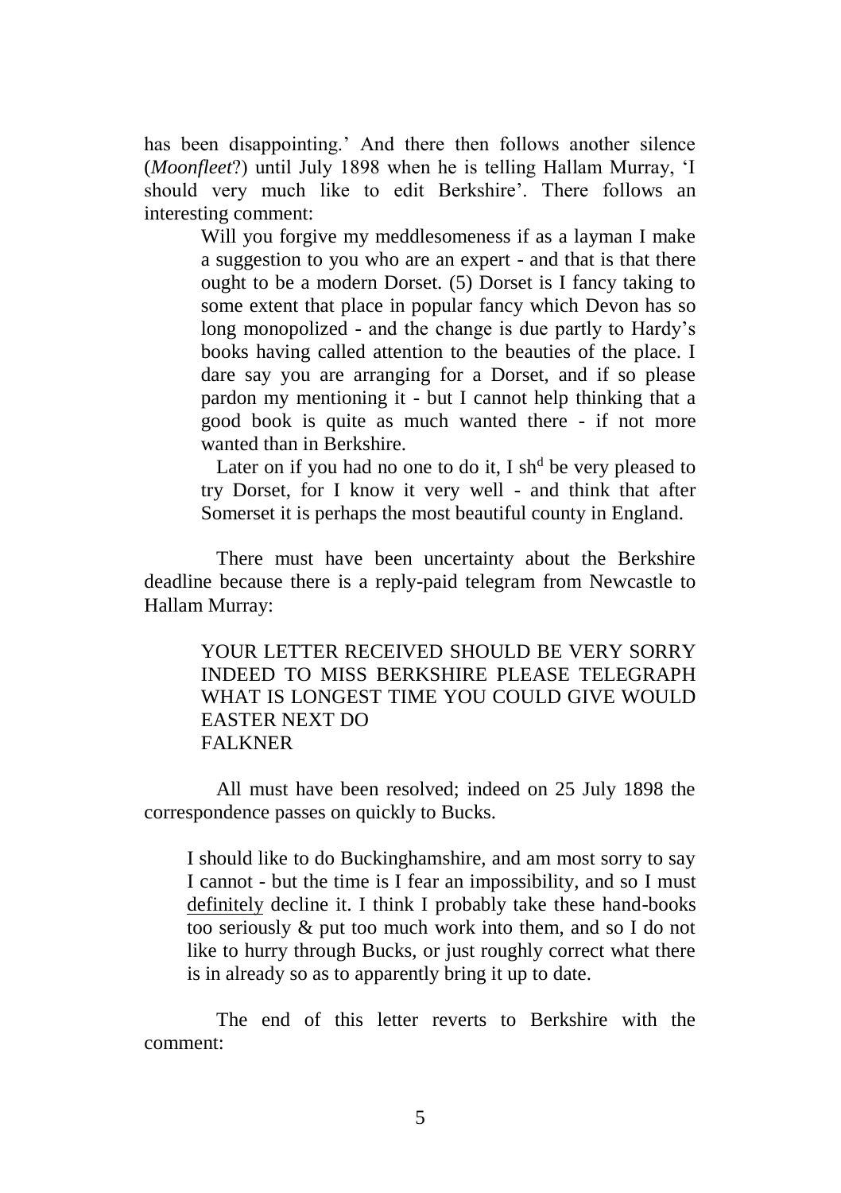has been disappointing.' And there then follows another silence (*Moonfleet*?) until July 1898 when he is telling Hallam Murray, 'I should very much like to edit Berkshire'. There follows an interesting comment:

> Will you forgive my meddlesomeness if as a layman I make a suggestion to you who are an expert - and that is that there ought to be a modern Dorset. (5) Dorset is I fancy taking to some extent that place in popular fancy which Devon has so long monopolized - and the change is due partly to Hardy's books having called attention to the beauties of the place. I dare say you are arranging for a Dorset, and if so please pardon my mentioning it - but I cannot help thinking that a good book is quite as much wanted there - if not more wanted than in Berkshire.
>
> Later on if you had no one to do it, I sh[d] be very pleased to try Dorset, for I know it very well - and think that after Somerset it is perhaps the most beautiful county in England.

There must have been uncertainty about the Berkshire deadline because there is a reply-paid telegram from Newcastle to Hallam Murray:

> YOUR LETTER RECEIVED SHOULD BE VERY SORRY INDEED TO MISS BERKSHIRE PLEASE TELEGRAPH WHAT IS LONGEST TIME YOU COULD GIVE WOULD EASTER NEXT DO
> FALKNER

All must have been resolved; indeed on 25 July 1898 the correspondence passes on quickly to Bucks.

> I should like to do Buckinghamshire, and am most sorry to say I cannot - but the time is I fear an impossibility, and so I must <u>definitely</u> decline it. I think I probably take these hand-books too seriously & put too much work into them, and so I do not like to hurry through Bucks, or just roughly correct what there is in already so as to apparently bring it up to date.

The end of this letter reverts to Berkshire with the comment: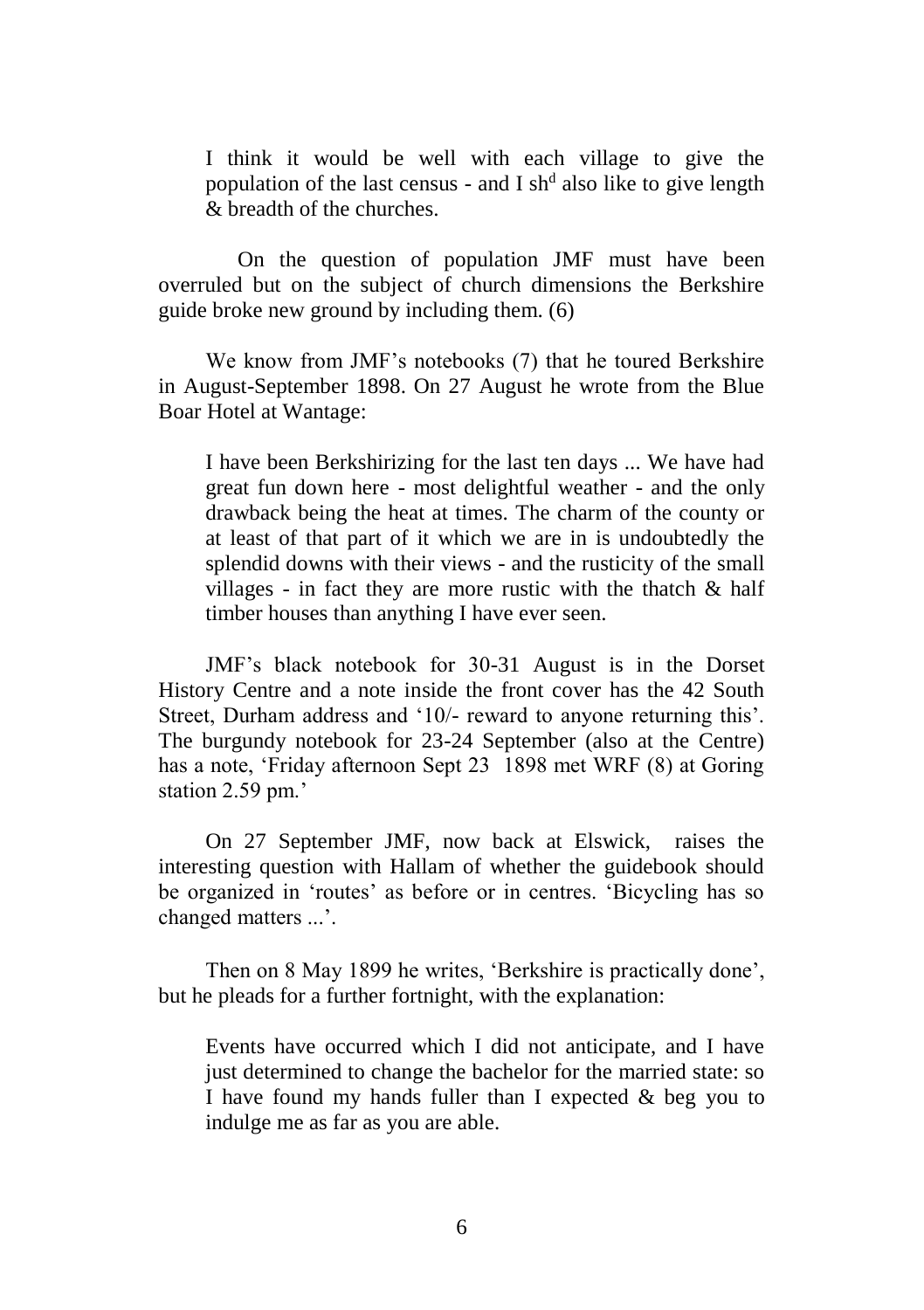> I think it would be well with each village to give the population of the last census - and I sh[d] also like to give length & breadth of the churches.

On the question of population JMF must have been overruled but on the subject of church dimensions the Berkshire guide broke new ground by including them. (6)

We know from JMF's notebooks (7) that he toured Berkshire in August-September 1898. On 27 August he wrote from the Blue Boar Hotel at Wantage:

> I have been Berkshirizing for the last ten days ... We have had great fun down here - most delightful weather - and the only drawback being the heat at times. The charm of the county or at least of that part of it which we are in is undoubtedly the splendid downs with their views - and the rusticity of the small villages - in fact they are more rustic with the thatch & half timber houses than anything I have ever seen.

JMF's black notebook for 30-31 August is in the Dorset History Centre and a note inside the front cover has the 42 South Street, Durham address and '10/- reward to anyone returning this'. The burgundy notebook for 23-24 September (also at the Centre) has a note, 'Friday afternoon Sept 23 1898 met WRF (8) at Goring station 2.59 pm.'

On 27 September JMF, now back at Elswick, raises the interesting question with Hallam of whether the guidebook should be organized in 'routes' as before or in centres. 'Bicycling has so changed matters ...'.

Then on 8 May 1899 he writes, 'Berkshire is practically done', but he pleads for a further fortnight, with the explanation:

> Events have occurred which I did not anticipate, and I have just determined to change the bachelor for the married state: so I have found my hands fuller than I expected & beg you to indulge me as far as you are able.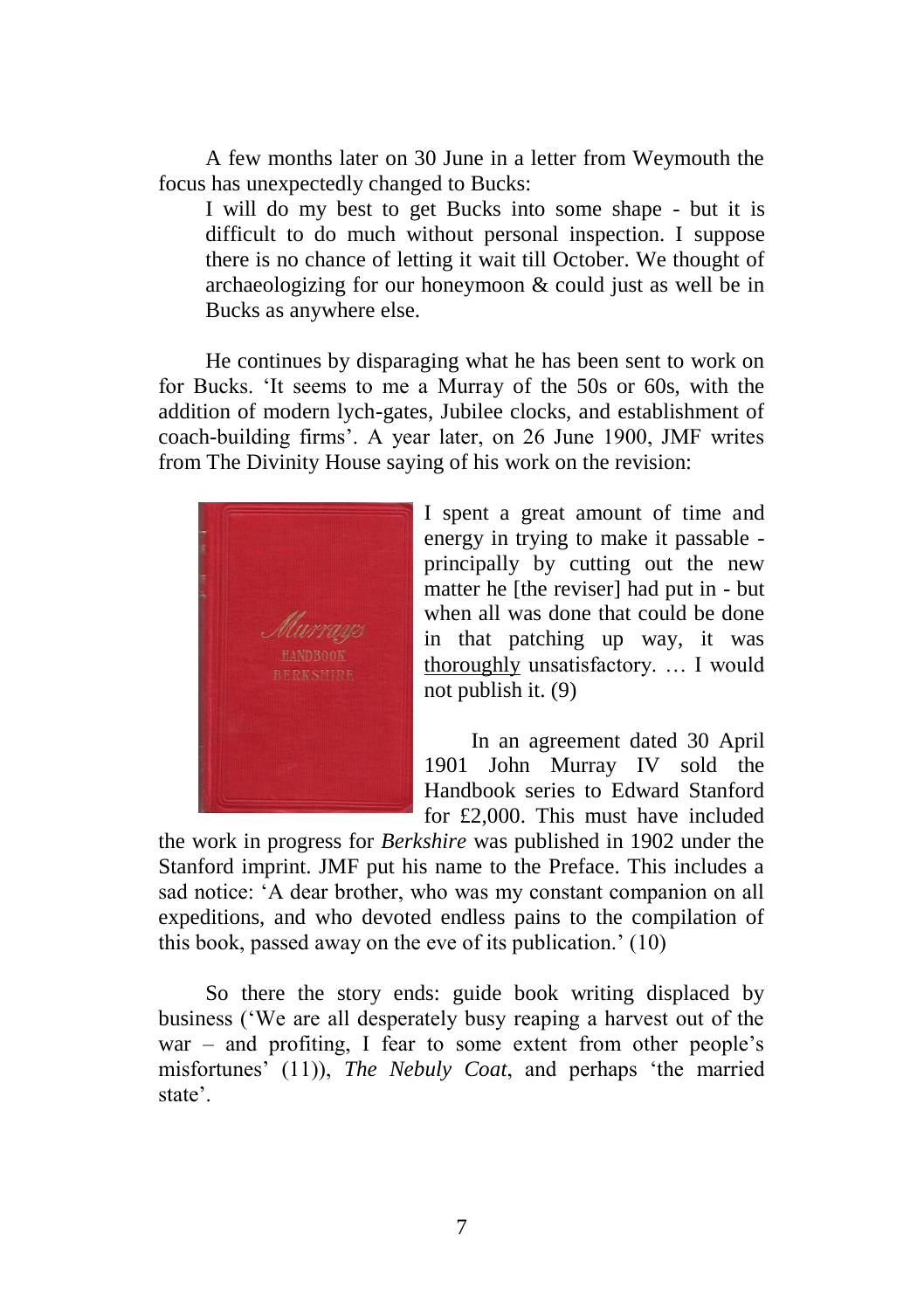A few months later on 30 June in a letter from Weymouth the focus has unexpectedly changed to Bucks:

> I will do my best to get Bucks into some shape - but it is difficult to do much without personal inspection. I suppose there is no chance of letting it wait till October. We thought of archaeologizing for our honeymoon & could just as well be in Bucks as anywhere else.

He continues by disparaging what he has been sent to work on for Bucks. 'It seems to me a Murray of the 50s or 60s, with the addition of modern lych-gates, Jubilee clocks, and establishment of coach-building firms'. A year later, on 26 June 1900, JMF writes from The Divinity House saying of his work on the revision:

> I spent a great amount of time and energy in trying to make it passable - principally by cutting out the new matter he [the reviser] had put in - but when all was done that could be done in that patching up way, it was <u>thoroughly</u> unsatisfactory. … I would not publish it. (9)

In an agreement dated 30 April 1901 John Murray IV sold the Handbook series to Edward Stanford for £2,000. This must have included the work in progress for *Berkshire* was published in 1902 under the Stanford imprint. JMF put his name to the Preface. This includes a sad notice: 'A dear brother, who was my constant companion on all expeditions, and who devoted endless pains to the compilation of this book, passed away on the eve of its publication.' (10)

So there the story ends: guide book writing displaced by business ('We are all desperately busy reaping a harvest out of the war – and profiting, I fear to some extent from other people's misfortunes' (11)), *The Nebuly Coat*, and perhaps 'the married state'.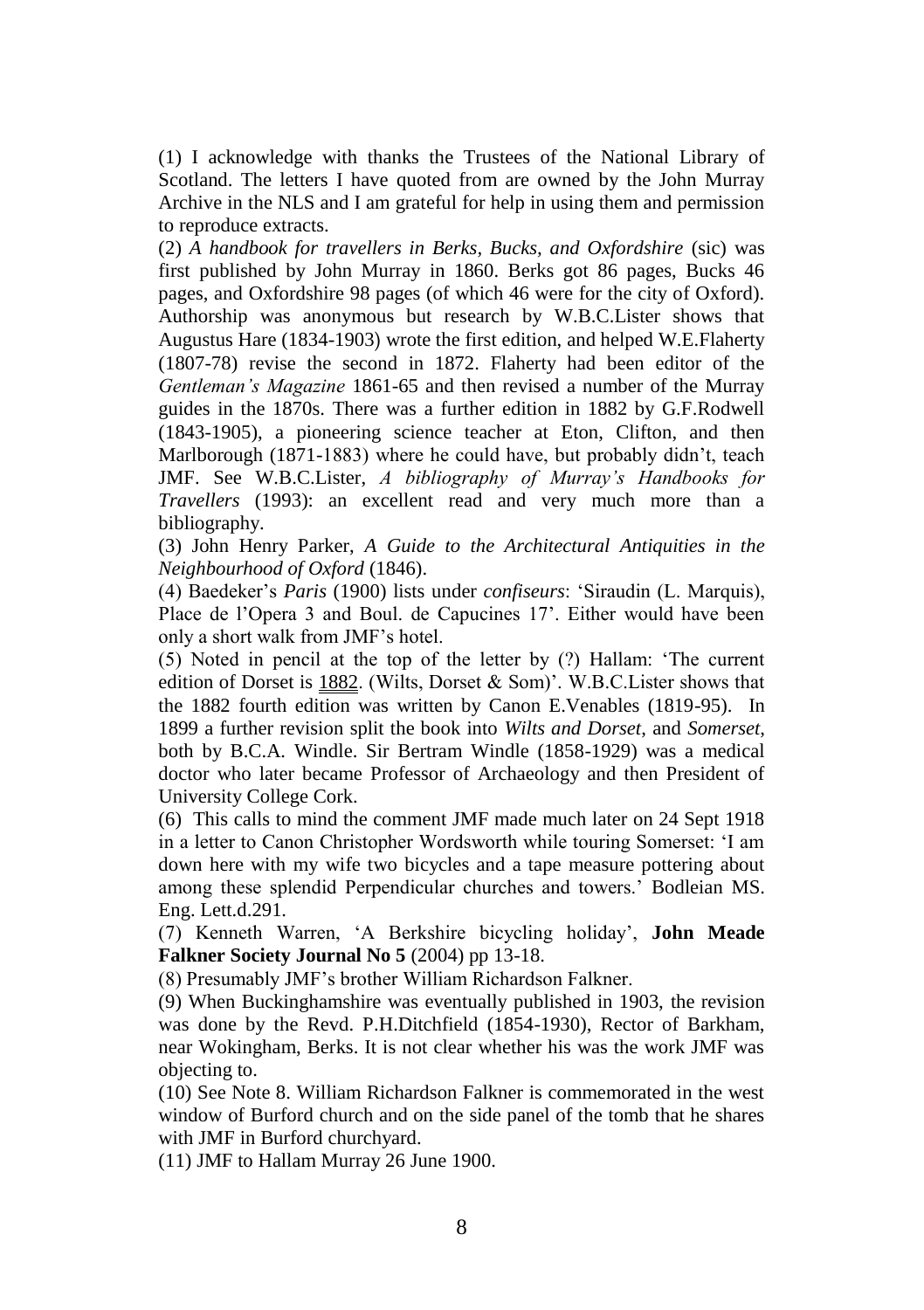(1) I acknowledge with thanks the Trustees of the National Library of Scotland. The letters I have quoted from are owned by the John Murray Archive in the NLS and I am grateful for help in using them and permission to reproduce extracts.

(2) *A handbook for travellers in Berks, Bucks, and Oxfordshire* (sic) was first published by John Murray in 1860. Berks got 86 pages, Bucks 46 pages, and Oxfordshire 98 pages (of which 46 were for the city of Oxford). Authorship was anonymous but research by W.B.C.Lister shows that Augustus Hare (1834-1903) wrote the first edition, and helped W.E.Flaherty (1807-78) revise the second in 1872. Flaherty had been editor of the *Gentleman's Magazine* 1861-65 and then revised a number of the Murray guides in the 1870s. There was a further edition in 1882 by G.F.Rodwell (1843-1905), a pioneering science teacher at Eton, Clifton, and then Marlborough (1871-1883) where he could have, but probably didn't, teach JMF. See W.B.C.Lister, *A bibliography of Murray's Handbooks for Travellers* (1993): an excellent read and very much more than a bibliography.

(3) John Henry Parker, *A Guide to the Architectural Antiquities in the Neighbourhood of Oxford* (1846).

(4) Baedeker's *Paris* (1900) lists under *confiseurs*: 'Siraudin (L. Marquis), Place de l'Opera 3 and Boul. de Capucines 17'. Either would have been only a short walk from JMF's hotel.

(5) Noted in pencil at the top of the letter by (?) Hallam: 'The current edition of Dorset is 1882. (Wilts, Dorset & Som)'. W.B.C.Lister shows that the 1882 fourth edition was written by Canon E.Venables (1819-95). In 1899 a further revision split the book into *Wilts and Dorset*, and *Somerset*, both by B.C.A. Windle. Sir Bertram Windle (1858-1929) was a medical doctor who later became Professor of Archaeology and then President of University College Cork.

(6) This calls to mind the comment JMF made much later on 24 Sept 1918 in a letter to Canon Christopher Wordsworth while touring Somerset: 'I am down here with my wife two bicycles and a tape measure pottering about among these splendid Perpendicular churches and towers.' Bodleian MS. Eng. Lett.d.291.

(7) Kenneth Warren, 'A Berkshire bicycling holiday', **John Meade Falkner Society Journal No 5** (2004) pp 13-18.

(8) Presumably JMF's brother William Richardson Falkner.

(9) When Buckinghamshire was eventually published in 1903, the revision was done by the Revd. P.H.Ditchfield (1854-1930), Rector of Barkham, near Wokingham, Berks. It is not clear whether his was the work JMF was objecting to.

(10) See Note 8. William Richardson Falkner is commemorated in the west window of Burford church and on the side panel of the tomb that he shares with JMF in Burford churchyard.

(11) JMF to Hallam Murray 26 June 1900.